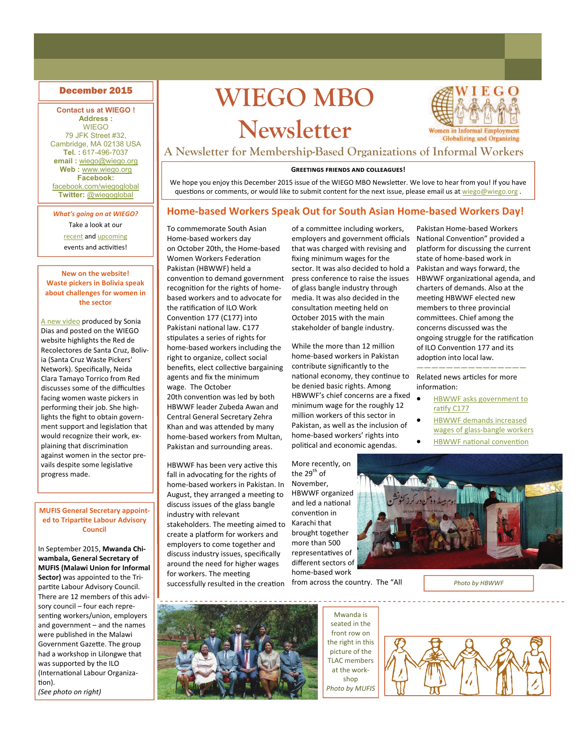# WIEGO MBO Newsletter

## A Newsletter for Membership-Based Organizations of Informal Workers

Women in Informal Employment Globalizing and Organizing

**December 2015**

**Contact us at WIEGO !**
**Address :**
WIEGO
79 JFK Street #32,
Cambridge, MA 02138 USA
**Tel. :** 617-496-7037
**email :** wiego@wiego.org
**Web :** www.wiego.org
**Facebook:** facebook.com/wiegoglobal
**Twitter:** @wiegoglobal

***What's going on at WIEGO?***

Take a look at our recent and upcoming events and activities!

**GREETINGS FRIENDS AND COLLEAGUES!**

We hope you enjoy this December 2015 issue of the WIEGO MBO Newsletter. We love to hear from you! If you have questions or comments, or would like to submit content for the next issue, please email us at wiego@wiego.org .

## Home-based Workers Speak Out for South Asian Home-based Workers Day!

To commemorate South Asian Home-based workers day on October 20th, the Home-based Women Workers Federation Pakistan (HBWWF) held a convention to demand government recognition for the rights of home-based workers and to advocate for the ratification of ILO Work Convention 177 (C177) into Pakistani national law. C177 stipulates a series of rights for home-based workers including the right to organize, collect social benefits, elect collective bargaining agents and fix the minimum wage. The October 20th convention was led by both HBWWF leader Zubeda Awan and Central General Secretary Zehra Khan and was attended by many home-based workers from Multan, Pakistan and surrounding areas.

HBWWF has been very active this fall in advocating for the rights of home-based workers in Pakistan. In August, they arranged a meeting to discuss issues of the glass bangle industry with relevant stakeholders. The meeting aimed to create a platform for workers and employers to come together and discuss industry issues, specifically around the need for higher wages for workers. The meeting successfully resulted in the creation of a committee including workers, employers and government officials that was charged with revising and fixing minimum wages for the sector. It was also decided to hold a press conference to raise the issues of glass bangle industry through media. It was also decided in the consultation meeting held on October 2015 with the main stakeholder of bangle industry.

While the more than 12 million home-based workers in Pakistan contribute significantly to the national economy, they continue to be denied basic rights. Among HBWWF's chief concerns are a fixed minimum wage for the roughly 12 million workers of this sector in Pakistan, as well as the inclusion of home-based workers' rights into political and economic agendas.

More recently, on the 29th of November, HBWWF organized and led a national convention in Karachi that brought together more than 500 representatives of different sectors of home-based work from across the country. The "All Pakistan Home-based Workers National Convention" provided a platform for discussing the current state of home-based work in Pakistan and ways forward, the HBWWF organizational agenda, and charters of demands. Also at the meeting HBWWF elected new members to three provincial committees. Chief among the concerns discussed was the ongoing struggle for the ratification of ILO Convention 177 and its adoption into local law.

Related news articles for more information:

- HBWWF asks government to ratify C177
- HBWWF demands increased wages of glass-bangle workers
- HBWWF national convention

*Photo by HBWWF*

**New on the website! Waste pickers in Bolivia speak about challenges for women in the sector**

A new video produced by Sonia Dias and posted on the WIEGO website highlights the Red de Recolectores de Santa Cruz, Bolivia (Santa Cruz Waste Pickers' Network). Specifically, Neida Clara Tamayo Torrico from Red discusses some of the difficulties facing women waste pickers in performing their job. She highlights the fight to obtain government support and legislation that would recognize their work, explaining that discrimination against women in the sector prevails despite some legislative progress made.

**MUFIS General Secretary appointed to Tripartite Labour Advisory Council**

In September 2015, **Mwanda Chiwambala, General Secretary of MUFIS (Malawi Union for Informal Sector)** was appointed to the Tripartite Labour Advisory Council. There are 12 members of this advisory council – four each representing workers/union, employers and government – and the names were published in the Malawi Government Gazette. The group had a workshop in Lilongwe that was supported by the ILO (International Labour Organization).
*(See photo on right)*

Mwanda is seated in the front row on the right in this picture of the TLAC members at the workshop
*Photo by MUFIS*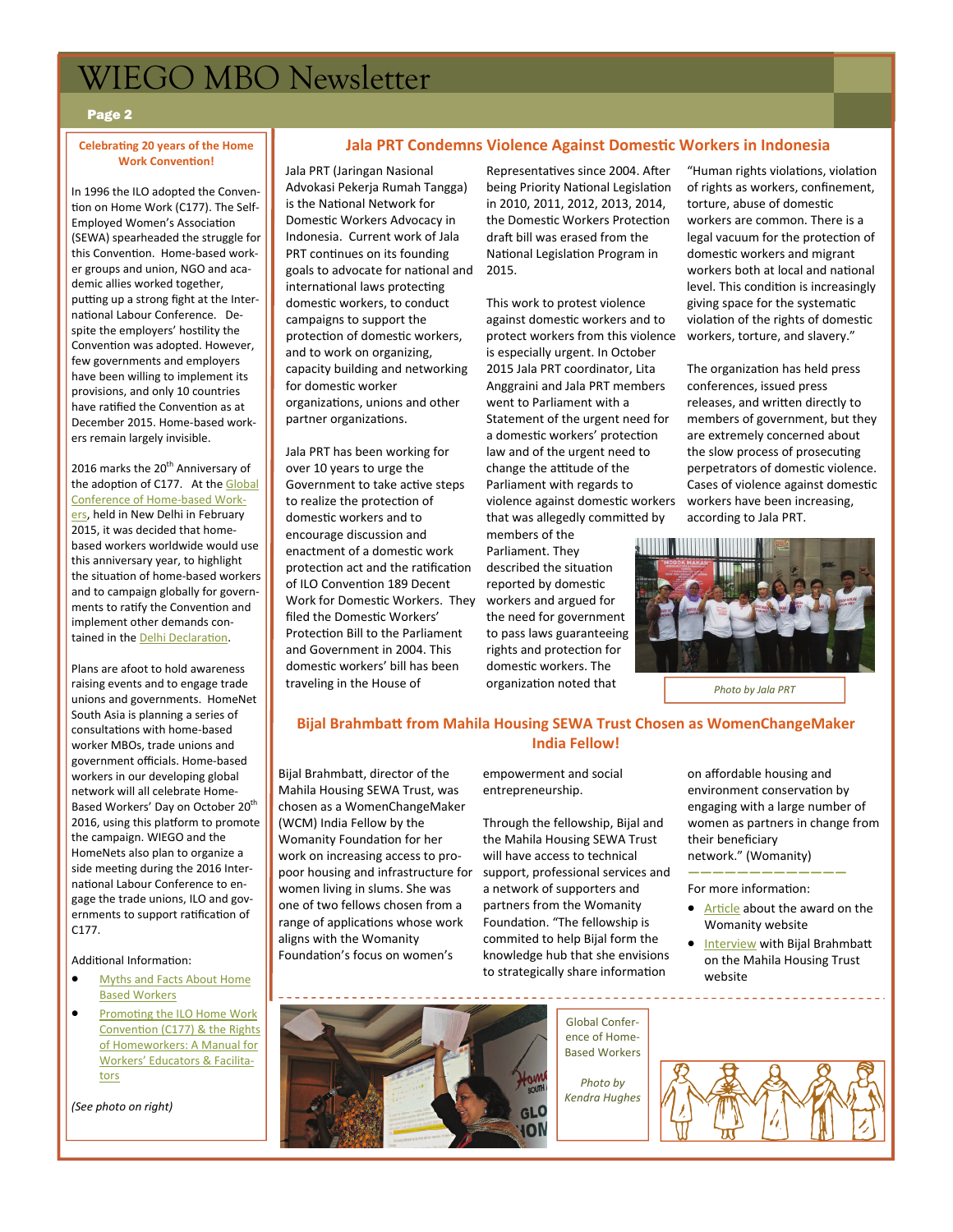## Celebrating 20 years of the Home Work Convention!

In 1996 the ILO adopted the Convention on Home Work (C177). The Self-Employed Women's Association (SEWA) spearheaded the struggle for this Convention. Home-based worker groups and union, NGO and academic allies worked together, putting up a strong fight at the International Labour Conference. Despite the employers' hostility the Convention was adopted. However, few governments and employers have been willing to implement its provisions, and only 10 countries have ratified the Convention as at December 2015. Home-based workers remain largely invisible.

2016 marks the 20th Anniversary of the adoption of C177. At the Global Conference of Home-based Workers, held in New Delhi in February 2015, it was decided that home-based workers worldwide would use this anniversary year, to highlight the situation of home-based workers and to campaign globally for governments to ratify the Convention and implement other demands contained in the Delhi Declaration.

Plans are afoot to hold awareness raising events and to engage trade unions and governments. HomeNet South Asia is planning a series of consultations with home-based worker MBOs, trade unions and government officials. Home-based workers in our developing global network will all celebrate Home-Based Workers' Day on October 20th 2016, using this platform to promote the campaign. WIEGO and the HomeNets also plan to organize a side meeting during the 2016 International Labour Conference to engage the trade unions, ILO and governments to support ratification of C177.

Additional Information:

- Myths and Facts About Home Based Workers
- Promoting the ILO Home Work Convention (C177) & the Rights of Homeworkers: A Manual for Workers' Educators & Facilitators

*(See photo on right)*

## Jala PRT Condemns Violence Against Domestic Workers in Indonesia

Jala PRT (Jaringan Nasional Advokasi Pekerja Rumah Tangga) is the National Network for Domestic Workers Advocacy in Indonesia. Current work of Jala PRT continues on its founding goals to advocate for national and international laws protecting domestic workers, to conduct campaigns to support the protection of domestic workers, and to work on organizing, capacity building and networking for domestic worker organizations, unions and other partner organizations.

Jala PRT has been working for over 10 years to urge the Government to take active steps to realize the protection of domestic workers and to encourage discussion and enactment of a domestic work protection act and the ratification of ILO Convention 189 Decent Work for Domestic Workers. They filed the Domestic Workers' Protection Bill to the Parliament and Government in 2004. This domestic workers' bill has been traveling in the House of Representatives since 2004. After being Priority National Legislation in 2010, 2011, 2012, 2013, 2014, the Domestic Workers Protection draft bill was erased from the National Legislation Program in 2015.

This work to protest violence against domestic workers and to protect workers from this violence is especially urgent. In October 2015 Jala PRT coordinator, Lita Anggraini and Jala PRT members went to Parliament with a Statement of the urgent need for a domestic workers' protection law and of the urgent need to change the attitude of the Parliament with regards to violence against domestic workers that was allegedly committed by members of the Parliament. They described the situation reported by domestic workers and argued for the need for government to pass laws guaranteeing rights and protection for domestic workers. The organization noted that "Human rights violations, violation of rights as workers, confinement, torture, abuse of domestic workers are common. There is a legal vacuum for the protection of domestic workers and migrant workers both at local and national level. This condition is increasingly giving space for the systematic violation of the rights of domestic workers, torture, and slavery."

The organization has held press conferences, issued press releases, and written directly to members of government, but they are extremely concerned about the slow process of prosecuting perpetrators of domestic violence. Cases of violence against domestic workers have been increasing, according to Jala PRT.

*Photo by Jala PRT*

## Bijal Brahmbatt from Mahila Housing SEWA Trust Chosen as WomenChangeMaker India Fellow!

Bijal Brahmbatt, director of the Mahila Housing SEWA Trust, was chosen as a WomenChangeMaker (WCM) India Fellow by the Womanity Foundation for her work on increasing access to pro-poor housing and infrastructure for women living in slums. She was one of two fellows chosen from a range of applications whose work aligns with the Womanity Foundation's focus on women's empowerment and social entrepreneurship.

Through the fellowship, Bijal and the Mahila Housing SEWA Trust will have access to technical support, professional services and a network of supporters and partners from the Womanity Foundation. "The fellowship is commited to help Bijal form the knowledge hub that she envisions to strategically share information on affordable housing and environment conservation by engaging with a large number of women as partners in change from their beneficiary network." (Womanity)

For more information:

- Article about the award on the Womanity website
- Interview with Bijal Brahmbatt on the Mahila Housing Trust website

Global Conference of Home-Based Workers

*Photo by Kendra Hughes*